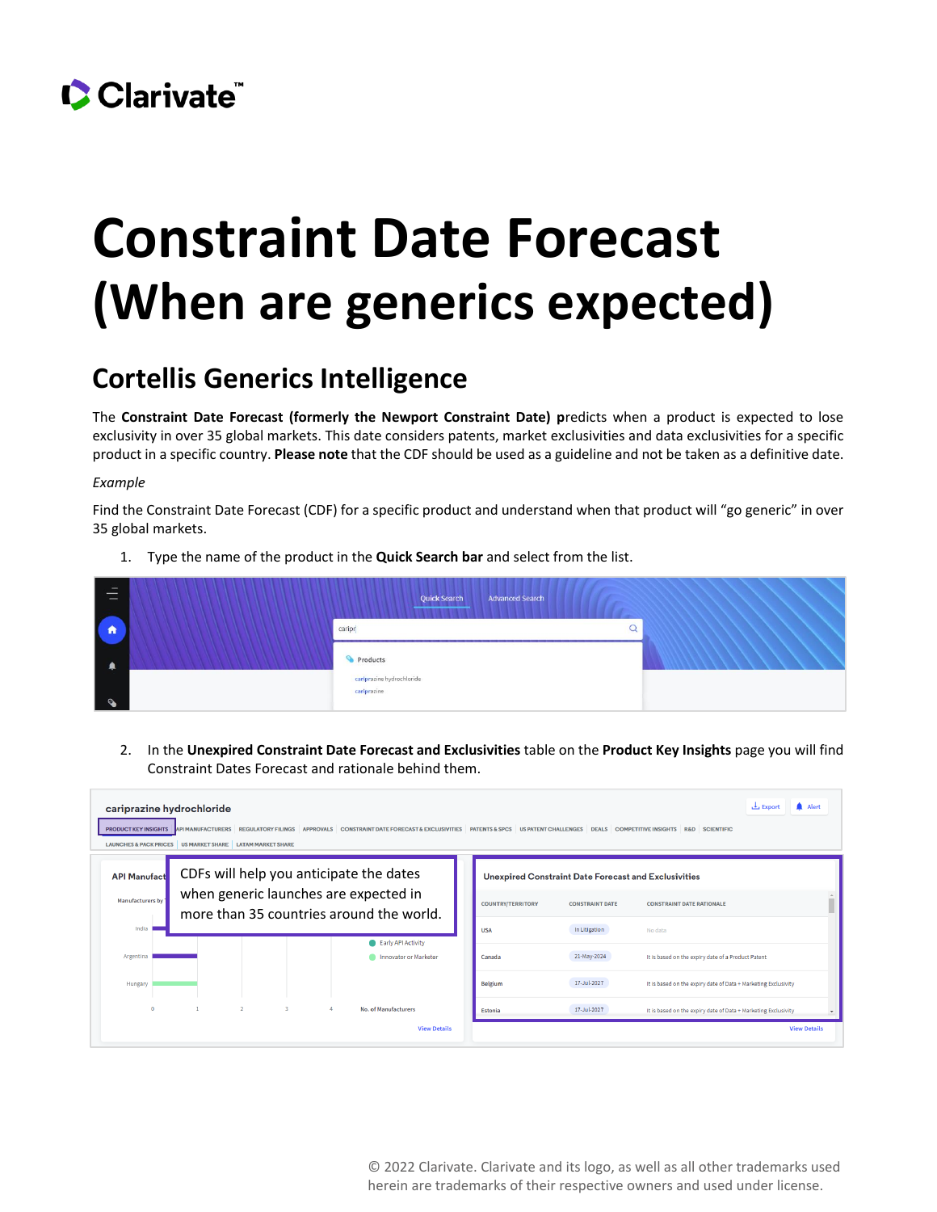# Constraint Date Forecast (When are generics expected)

## Cortellis Generics Intelligence

The **Constraint Date Forecast (formerly the Newport Constraint Date) p**redicts when a product is expected to lose exclusivity in over 35 global markets. This date considers patents, market exclusivities and data exclusivities for a specific product in a specific country. **Please note** that the CDF should be used as a guideline and not be taken as a definitive date.

*Example*

Find the Constraint Date Forecast (CDF) for a specific product and understand when that product will "go generic" in over 35 global markets.

1. Type the name of the product in the **Quick Search bar** and select from the list.

2. In the **Unexpired Constraint Date Forecast and Exclusivities** table on the **Product Key Insights** page you will find Constraint Dates Forecast and rationale behind them.

CDFs will help you anticipate the dates when generic launches are expected in more than 35 countries around the world.

© 2022 Clarivate. Clarivate and its logo, as well as all other trademarks used herein are trademarks of their respective owners and used under license.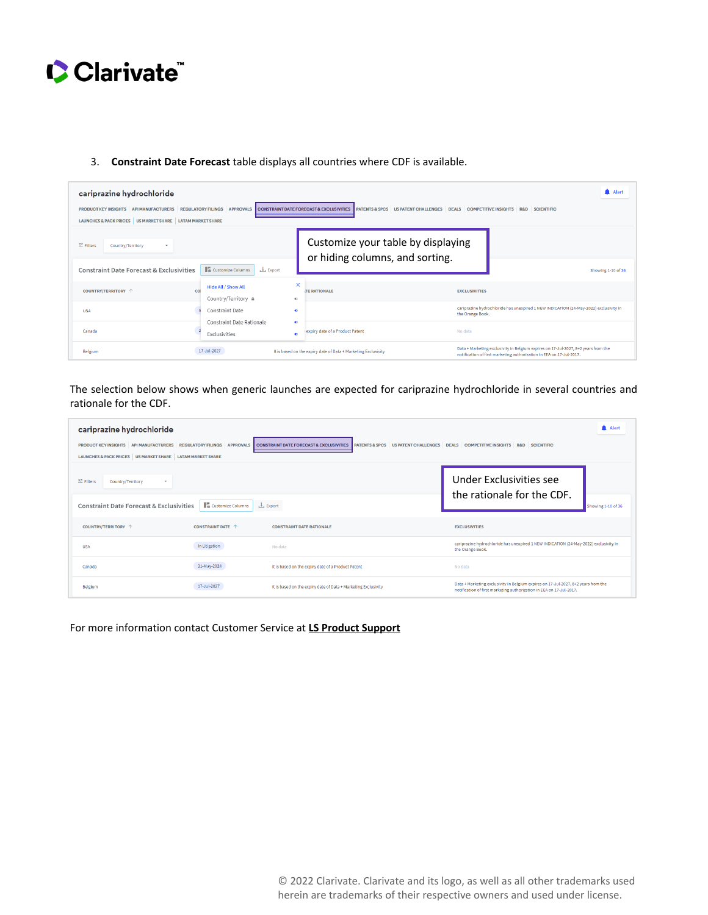3. **Constraint Date Forecast** table displays all countries where CDF is available.

cariprazine hydrochloride

PRODUCT KEY INSIGHTS | API MANUFACTURERS | REGULATORY FILINGS | APPROVALS | CONSTRAINT DATE FORECAST & EXCLUSIVITIES | PATENTS & SPCS | US PATENT CHALLENGES | DEALS | COMPETITIVE INSIGHTS | R&D | SCIENTIFIC

LAUNCHES & PACK PRICES | US MARKET SHARE | LATAM MARKET SHARE

Customize your table by displaying or hiding columns, and sorting.

Constraint Date Forecast & Exclusivities

Customize Columns | Export

Hide All / Show All

- Country/Territory
- Constraint Date
- Constraint Date Rationale
- Exclusivities

The selection below shows when generic launches are expected for cariprazine hydrochloride in several countries and rationale for the CDF.

cariprazine hydrochloride

PRODUCT KEY INSIGHTS | API MANUFACTURERS | REGULATORY FILINGS | APPROVALS | CONSTRAINT DATE FORECAST & EXCLUSIVITIES | PATENTS & SPCS | US PATENT CHALLENGES | DEALS | COMPETITIVE INSIGHTS | R&D | SCIENTIFIC

LAUNCHES & PACK PRICES | US MARKET SHARE | LATAM MARKET SHARE

Under Exclusivities see the rationale for the CDF.

Constraint Date Forecast & Exclusivities

Showing 1-10 of 36

| COUNTRY/TERRITORY | CONSTRAINT DATE | CONSTRAINT DATE RATIONALE | EXCLUSIVITIES |
|---|---|---|---|
| USA | In Litigation | No data | cariprazine hydrochloride has unexpired 1 NEW INDICATION (24-May-2022) exclusivity in the Orange Book. |
| Canada | 21-May-2024 | It is based on the expiry date of a Product Patent | No data |
| Belgium | 17-Jul-2027 | It is based on the expiry date of Data + Marketing Exclusivity | Data + Marketing exclusivity in Belgium expires on 17-Jul-2027, 8+2 years from the notification of first marketing authorization in EEA on 17-Jul-2017. |

For more information contact Customer Service at **LS Product Support**

© 2022 Clarivate. Clarivate and its logo, as well as all other trademarks used herein are trademarks of their respective owners and used under license.